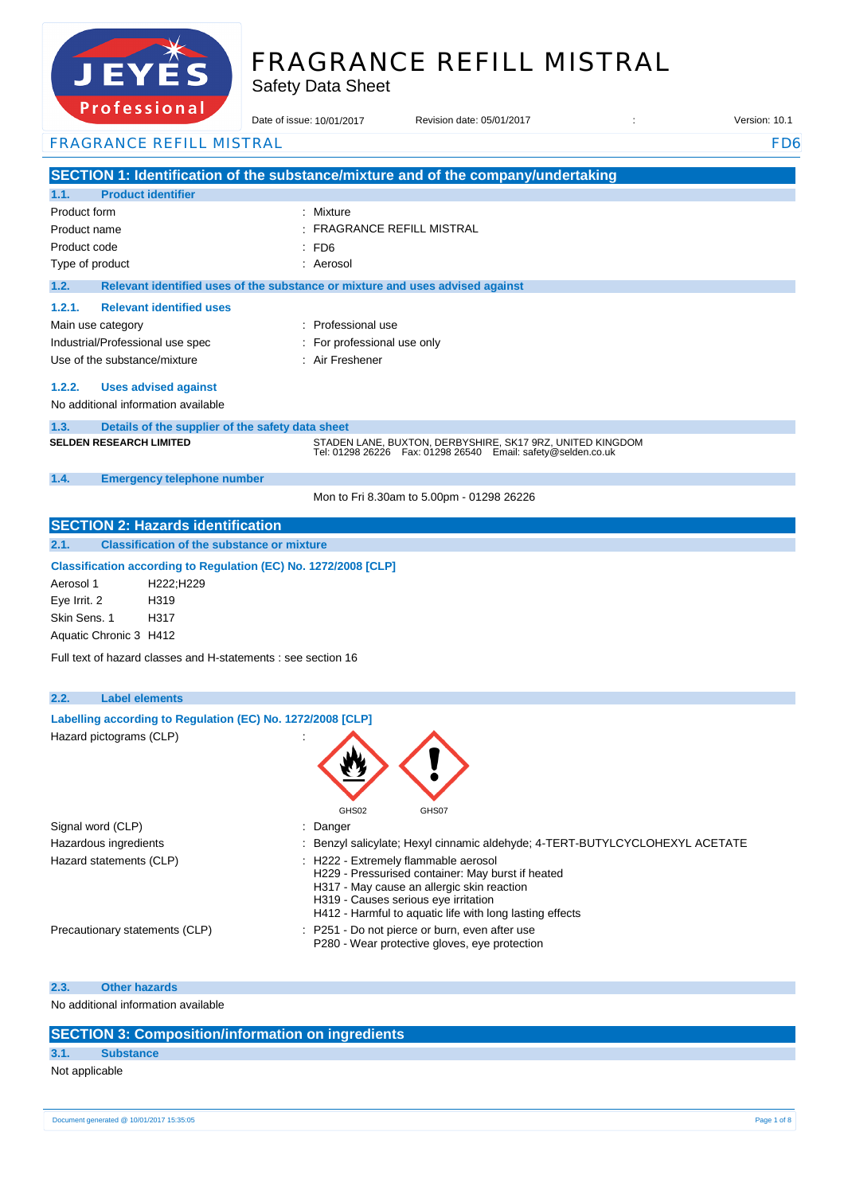# FRAGRANCE REFILL MISTRAL

Safety Data Sheet

Date of issue: 10/01/2017 Revision date: 05/01/2017 : Version: 10.1

FRAGRANCE REFILL MISTRAL FD6

## SECTION 1: Identification of the substance/mixture and of the company/undertaking

### 1.1. Product identifier

| | |
|---|---|
| Product form | : Mixture |
| Product name | : FRAGRANCE REFILL MISTRAL |
| Product code | : FD6 |
| Type of product | : Aerosol |

### 1.2. Relevant identified uses of the substance or mixture and uses advised against

#### 1.2.1. Relevant identified uses

| | |
|---|---|
| Main use category | : Professional use |
| Industrial/Professional use spec | : For professional use only |
| Use of the substance/mixture | : Air Freshener |

#### 1.2.2. Uses advised against

No additional information available

### 1.3. Details of the supplier of the safety data sheet

**SELDEN RESEARCH LIMITED**

STADEN LANE, BUXTON, DERBYSHIRE, SK17 9RZ, UNITED KINGDOM
Tel: 01298 26226 Fax: 01298 26540 Email: safety@selden.co.uk

### 1.4. Emergency telephone number

Mon to Fri 8.30am to 5.00pm - 01298 26226

## SECTION 2: Hazards identification

### 2.1. Classification of the substance or mixture

**Classification according to Regulation (EC) No. 1272/2008 [CLP]**

| | |
|---|---|
| Aerosol 1 | H222;H229 |
| Eye Irrit. 2 | H319 |
| Skin Sens. 1 | H317 |
| Aquatic Chronic 3 | H412 |

Full text of hazard classes and H-statements : see section 16

### 2.2. Label elements

**Labelling according to Regulation (EC) No. 1272/2008 [CLP]**

Hazard pictograms (CLP) :

GHS02 GHS07

| | |
|---|---|
| Signal word (CLP) | : Danger |
| Hazardous ingredients | : Benzyl salicylate; Hexyl cinnamic aldehyde; 4-TERT-BUTYLCYCLOHEXYL ACETATE |
| Hazard statements (CLP) | : H222 - Extremely flammable aerosol<br>H229 - Pressurised container: May burst if heated<br>H317 - May cause an allergic skin reaction<br>H319 - Causes serious eye irritation<br>H412 - Harmful to aquatic life with long lasting effects |
| Precautionary statements (CLP) | : P251 - Do not pierce or burn, even after use<br>P280 - Wear protective gloves, eye protection |

### 2.3. Other hazards

No additional information available

## SECTION 3: Composition/information on ingredients

### 3.1. Substance

Not applicable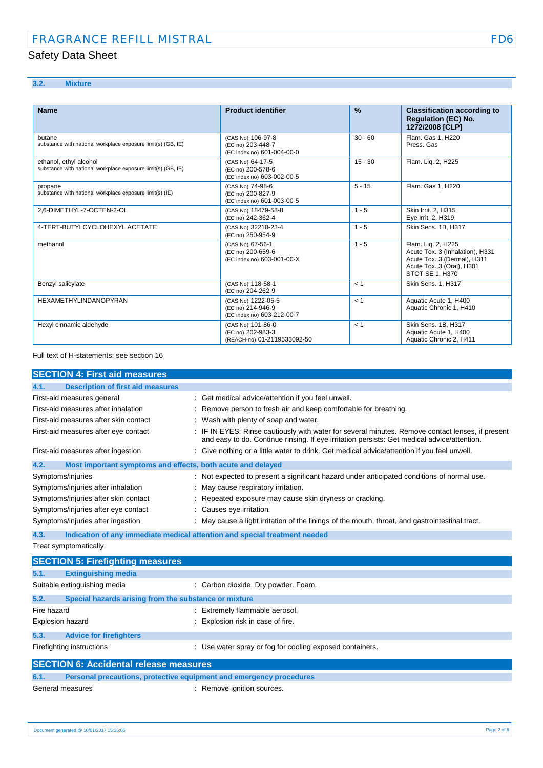### 3.2. Mixture

| Name | Product identifier | % | Classification according to Regulation (EC) No. 1272/2008 [CLP] |
|---|---|---|---|
| butane<br>substance with national workplace exposure limit(s) (GB, IE) | (CAS No) 106-97-8<br>(EC no) 203-448-7<br>(EC index no) 601-004-00-0 | 30 - 60 | Flam. Gas 1, H220<br>Press. Gas |
| ethanol, ethyl alcohol<br>substance with national workplace exposure limit(s) (GB, IE) | (CAS No) 64-17-5<br>(EC no) 200-578-6<br>(EC index no) 603-002-00-5 | 15 - 30 | Flam. Liq. 2, H225 |
| propane<br>substance with national workplace exposure limit(s) (IE) | (CAS No) 74-98-6<br>(EC no) 200-827-9<br>(EC index no) 601-003-00-5 | 5 - 15 | Flam. Gas 1, H220 |
| 2,6-DIMETHYL-7-OCTEN-2-OL | (CAS No) 18479-58-8<br>(EC no) 242-362-4 | 1 - 5 | Skin Irrit. 2, H315<br>Eye Irrit. 2, H319 |
| 4-TERT-BUTYLCYCLOHEXYL ACETATE | (CAS No) 32210-23-4<br>(EC no) 250-954-9 | 1 - 5 | Skin Sens. 1B, H317 |
| methanol | (CAS No) 67-56-1<br>(EC no) 200-659-6<br>(EC index no) 603-001-00-X | 1 - 5 | Flam. Liq. 2, H225<br>Acute Tox. 3 (Inhalation), H331<br>Acute Tox. 3 (Dermal), H311<br>Acute Tox. 3 (Oral), H301<br>STOT SE 1, H370 |
| Benzyl salicylate | (CAS No) 118-58-1<br>(EC no) 204-262-9 | < 1 | Skin Sens. 1, H317 |
| HEXAMETHYLINDANOPYRAN | (CAS No) 1222-05-5<br>(EC no) 214-946-9<br>(EC index no) 603-212-00-7 | < 1 | Aquatic Acute 1, H400<br>Aquatic Chronic 1, H410 |
| Hexyl cinnamic aldehyde | (CAS No) 101-86-0<br>(EC no) 202-983-3<br>(REACH-no) 01-2119533092-50 | < 1 | Skin Sens. 1B, H317<br>Aquatic Acute 1, H400<br>Aquatic Chronic 2, H411 |

Full text of H-statements: see section 16

## SECTION 4: First aid measures

### 4.1. Description of first aid measures

First-aid measures general : Get medical advice/attention if you feel unwell.

First-aid measures after inhalation : Remove person to fresh air and keep comfortable for breathing.

First-aid measures after skin contact : Wash with plenty of soap and water.

First-aid measures after eye contact : IF IN EYES: Rinse cautiously with water for several minutes. Remove contact lenses, if present and easy to do. Continue rinsing. If eye irritation persists: Get medical advice/attention.

First-aid measures after ingestion : Give nothing or a little water to drink. Get medical advice/attention if you feel unwell.

### 4.2. Most important symptoms and effects, both acute and delayed

Symptoms/injuries : Not expected to present a significant hazard under anticipated conditions of normal use.

Symptoms/injuries after inhalation : May cause respiratory irritation.

Symptoms/injuries after skin contact : Repeated exposure may cause skin dryness or cracking.

Symptoms/injuries after eye contact : Causes eye irritation.

Symptoms/injuries after ingestion : May cause a light irritation of the linings of the mouth, throat, and gastrointestinal tract.

### 4.3. Indication of any immediate medical attention and special treatment needed

Treat symptomatically.

## SECTION 5: Firefighting measures

### 5.1. Extinguishing media

Suitable extinguishing media : Carbon dioxide. Dry powder. Foam.

### 5.2. Special hazards arising from the substance or mixture

Fire hazard : Extremely flammable aerosol.

Explosion hazard : Explosion risk in case of fire.

### 5.3. Advice for firefighters

Firefighting instructions : Use water spray or fog for cooling exposed containers.

## SECTION 6: Accidental release measures

### 6.1. Personal precautions, protective equipment and emergency procedures

General measures : Remove ignition sources.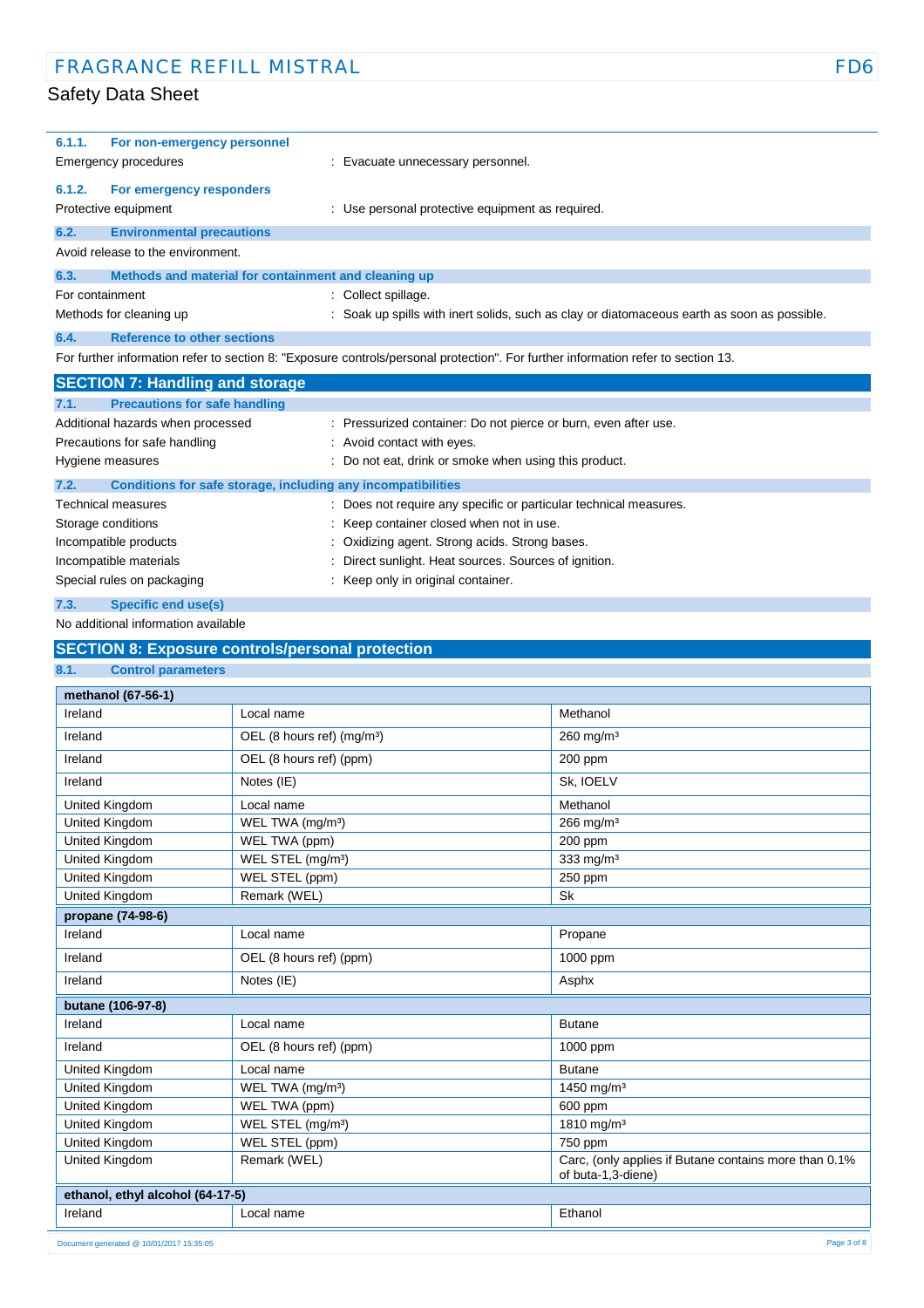#### 6.1.1. For non-emergency personnel

Emergency procedures : Evacuate unnecessary personnel.

#### 6.1.2. For emergency responders

Protective equipment : Use personal protective equipment as required.

### 6.2. Environmental precautions

Avoid release to the environment.

### 6.3. Methods and material for containment and cleaning up

For containment : Collect spillage.

Methods for cleaning up : Soak up spills with inert solids, such as clay or diatomaceous earth as soon as possible.

### 6.4. Reference to other sections

For further information refer to section 8: "Exposure controls/personal protection". For further information refer to section 13.

## SECTION 7: Handling and storage

### 7.1. Precautions for safe handling

Additional hazards when processed : Pressurized container: Do not pierce or burn, even after use.

Precautions for safe handling : Avoid contact with eyes.

Hygiene measures : Do not eat, drink or smoke when using this product.

### 7.2. Conditions for safe storage, including any incompatibilities

Technical measures : Does not require any specific or particular technical measures.

Storage conditions : Keep container closed when not in use.

Incompatible products : Oxidizing agent. Strong acids. Strong bases.

Incompatible materials : Direct sunlight. Heat sources. Sources of ignition.

Special rules on packaging : Keep only in original container.

### 7.3. Specific end use(s)

No additional information available

## SECTION 8: Exposure controls/personal protection

### 8.1. Control parameters

| methanol (67-56-1) | | |
|---|---|---|
| Ireland | Local name | Methanol |
| Ireland | OEL (8 hours ref) (mg/m³) | 260 mg/m³ |
| Ireland | OEL (8 hours ref) (ppm) | 200 ppm |
| Ireland | Notes (IE) | Sk, IOELV |
| United Kingdom | Local name | Methanol |
| United Kingdom | WEL TWA (mg/m³) | 266 mg/m³ |
| United Kingdom | WEL TWA (ppm) | 200 ppm |
| United Kingdom | WEL STEL (mg/m³) | 333 mg/m³ |
| United Kingdom | WEL STEL (ppm) | 250 ppm |
| United Kingdom | Remark (WEL) | Sk |

| propane (74-98-6) | | |
|---|---|---|
| Ireland | Local name | Propane |
| Ireland | OEL (8 hours ref) (ppm) | 1000 ppm |
| Ireland | Notes (IE) | Asphx |

| butane (106-97-8) | | |
|---|---|---|
| Ireland | Local name | Butane |
| Ireland | OEL (8 hours ref) (ppm) | 1000 ppm |
| United Kingdom | Local name | Butane |
| United Kingdom | WEL TWA (mg/m³) | 1450 mg/m³ |
| United Kingdom | WEL TWA (ppm) | 600 ppm |
| United Kingdom | WEL STEL (mg/m³) | 1810 mg/m³ |
| United Kingdom | WEL STEL (ppm) | 750 ppm |
| United Kingdom | Remark (WEL) | Carc, (only applies if Butane contains more than 0.1% of buta-1,3-diene) |

| ethanol, ethyl alcohol (64-17-5) | | |
|---|---|---|
| Ireland | Local name | Ethanol |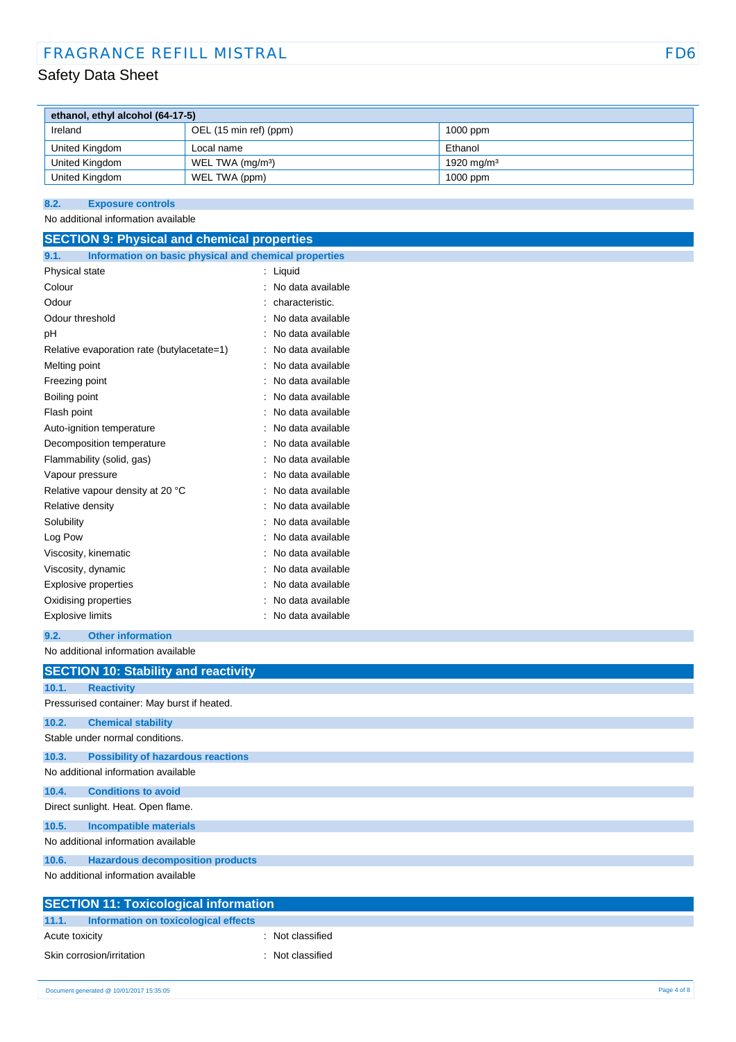| ethanol, ethyl alcohol (64-17-5) | | |
|---|---|---|
| Ireland | OEL (15 min ref) (ppm) | 1000 ppm |
| United Kingdom | Local name | Ethanol |
| United Kingdom | WEL TWA (mg/m³) | 1920 mg/m³ |
| United Kingdom | WEL TWA (ppm) | 1000 ppm |

### 8.2. Exposure controls

No additional information available

## SECTION 9: Physical and chemical properties

### 9.1. Information on basic physical and chemical properties

| | |
|---|---|
| Physical state | : Liquid |
| Colour | : No data available |
| Odour | : characteristic. |
| Odour threshold | : No data available |
| pH | : No data available |
| Relative evaporation rate (butylacetate=1) | : No data available |
| Melting point | : No data available |
| Freezing point | : No data available |
| Boiling point | : No data available |
| Flash point | : No data available |
| Auto-ignition temperature | : No data available |
| Decomposition temperature | : No data available |
| Flammability (solid, gas) | : No data available |
| Vapour pressure | : No data available |
| Relative vapour density at 20 °C | : No data available |
| Relative density | : No data available |
| Solubility | : No data available |
| Log Pow | : No data available |
| Viscosity, kinematic | : No data available |
| Viscosity, dynamic | : No data available |
| Explosive properties | : No data available |
| Oxidising properties | : No data available |
| Explosive limits | : No data available |

### 9.2. Other information

No additional information available

## SECTION 10: Stability and reactivity

### 10.1. Reactivity

Pressurised container: May burst if heated.

### 10.2. Chemical stability

Stable under normal conditions.

### 10.3. Possibility of hazardous reactions

No additional information available

### 10.4. Conditions to avoid

Direct sunlight. Heat. Open flame.

### 10.5. Incompatible materials

No additional information available

### 10.6. Hazardous decomposition products

No additional information available

## SECTION 11: Toxicological information

### 11.1. Information on toxicological effects

| | |
|---|---|
| Acute toxicity | : Not classified |
| Skin corrosion/irritation | : Not classified |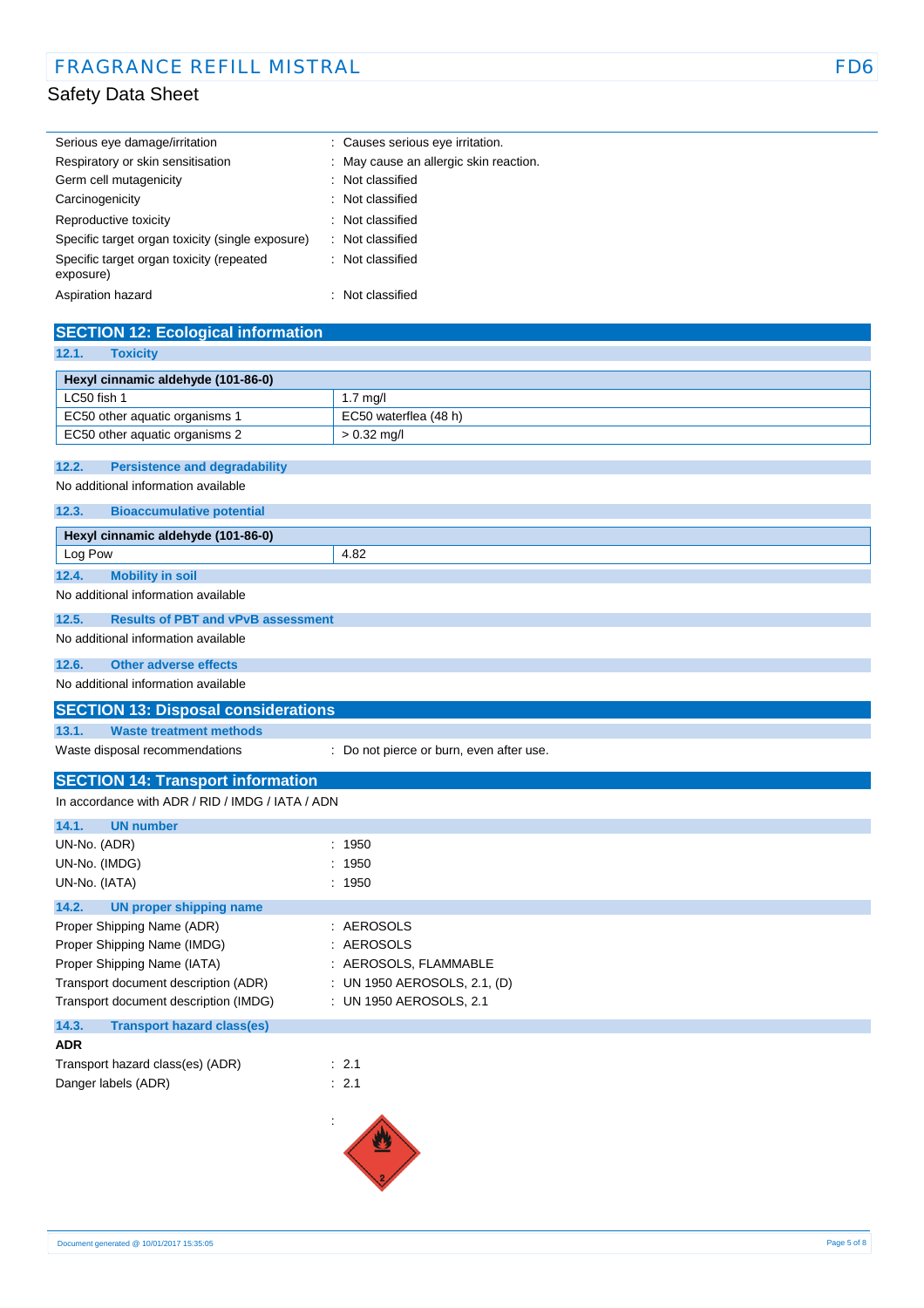| | |
|---|---|
| Serious eye damage/irritation | : Causes serious eye irritation. |
| Respiratory or skin sensitisation | : May cause an allergic skin reaction. |
| Germ cell mutagenicity | : Not classified |
| Carcinogenicity | : Not classified |
| Reproductive toxicity | : Not classified |
| Specific target organ toxicity (single exposure) | : Not classified |
| Specific target organ toxicity (repeated exposure) | : Not classified |
| Aspiration hazard | : Not classified |

## SECTION 12: Ecological information

### 12.1. Toxicity

| Hexyl cinnamic aldehyde (101-86-0) | |
|---|---|
| LC50 fish 1 | 1.7 mg/l |
| EC50 other aquatic organisms 1 | EC50 waterflea (48 h) |
| EC50 other aquatic organisms 2 | > 0.32 mg/l |

### 12.2. Persistence and degradability

No additional information available

### 12.3. Bioaccumulative potential

| Hexyl cinnamic aldehyde (101-86-0) | |
|---|---|
| Log Pow | 4.82 |

### 12.4. Mobility in soil

No additional information available

### 12.5. Results of PBT and vPvB assessment

No additional information available

### 12.6. Other adverse effects

No additional information available

## SECTION 13: Disposal considerations

### 13.1. Waste treatment methods

Waste disposal recommendations : Do not pierce or burn, even after use.

## SECTION 14: Transport information

In accordance with ADR / RID / IMDG / IATA / ADN

### 14.1. UN number

| | |
|---|---|
| UN-No. (ADR) | : 1950 |
| UN-No. (IMDG) | : 1950 |
| UN-No. (IATA) | : 1950 |

### 14.2. UN proper shipping name

| | |
|---|---|
| Proper Shipping Name (ADR) | : AEROSOLS |
| Proper Shipping Name (IMDG) | : AEROSOLS |
| Proper Shipping Name (IATA) | : AEROSOLS, FLAMMABLE |
| Transport document description (ADR) | : UN 1950 AEROSOLS, 2.1, (D) |
| Transport document description (IMDG) | : UN 1950 AEROSOLS, 2.1 |

### 14.3. Transport hazard class(es)

**ADR**

| | |
|---|---|
| Transport hazard class(es) (ADR) | : 2.1 |
| Danger labels (ADR) | : 2.1 |

: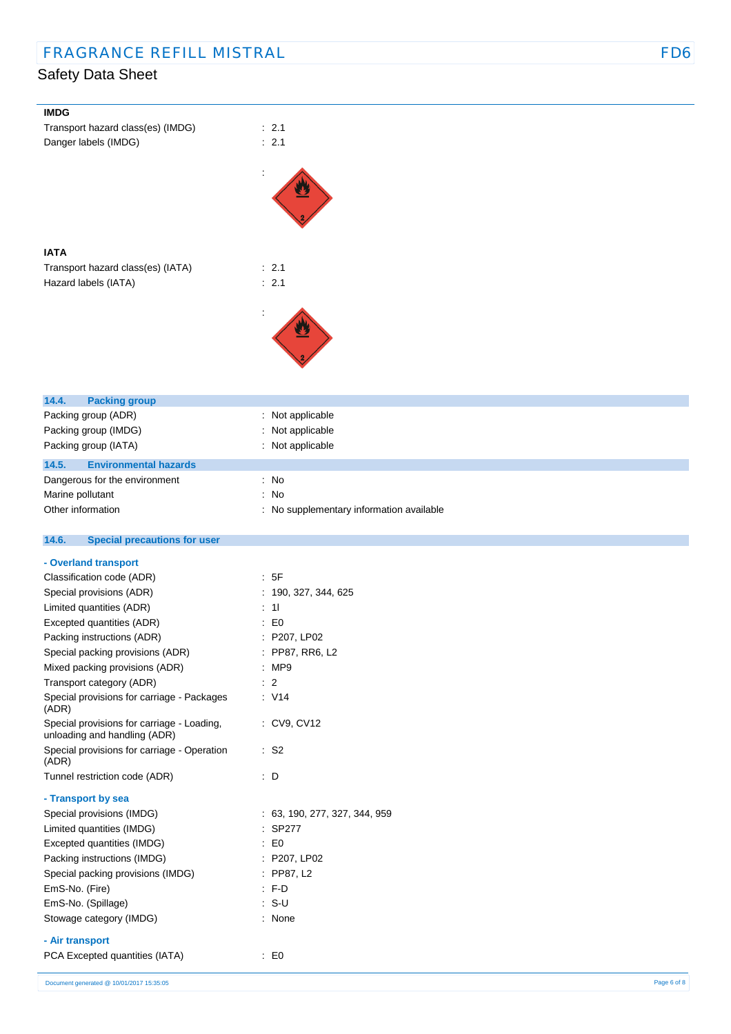**IMDG**

| | |
|---|---|
| Transport hazard class(es) (IMDG) | : 2.1 |
| Danger labels (IMDG) | : 2.1 |

**IATA**

| | |
|---|---|
| Transport hazard class(es) (IATA) | : 2.1 |
| Hazard labels (IATA) | : 2.1 |

## 14.4. Packing group

| | |
|---|---|
| Packing group (ADR) | : Not applicable |
| Packing group (IMDG) | : Not applicable |
| Packing group (IATA) | : Not applicable |

## 14.5. Environmental hazards

| | |
|---|---|
| Dangerous for the environment | : No |
| Marine pollutant | : No |
| Other information | : No supplementary information available |

## 14.6. Special precautions for user

**- Overland transport**

| | |
|---|---|
| Classification code (ADR) | : 5F |
| Special provisions (ADR) | : 190, 327, 344, 625 |
| Limited quantities (ADR) | : 1l |
| Excepted quantities (ADR) | : E0 |
| Packing instructions (ADR) | : P207, LP02 |
| Special packing provisions (ADR) | : PP87, RR6, L2 |
| Mixed packing provisions (ADR) | : MP9 |
| Transport category (ADR) | : 2 |
| Special provisions for carriage - Packages (ADR) | : V14 |
| Special provisions for carriage - Loading, unloading and handling (ADR) | : CV9, CV12 |
| Special provisions for carriage - Operation (ADR) | : S2 |
| Tunnel restriction code (ADR) | : D |

**- Transport by sea**

| | |
|---|---|
| Special provisions (IMDG) | : 63, 190, 277, 327, 344, 959 |
| Limited quantities (IMDG) | : SP277 |
| Excepted quantities (IMDG) | : E0 |
| Packing instructions (IMDG) | : P207, LP02 |
| Special packing provisions (IMDG) | : PP87, L2 |
| EmS-No. (Fire) | : F-D |
| EmS-No. (Spillage) | : S-U |
| Stowage category (IMDG) | : None |

**- Air transport**

| | |
|---|---|
| PCA Excepted quantities (IATA) | : E0 |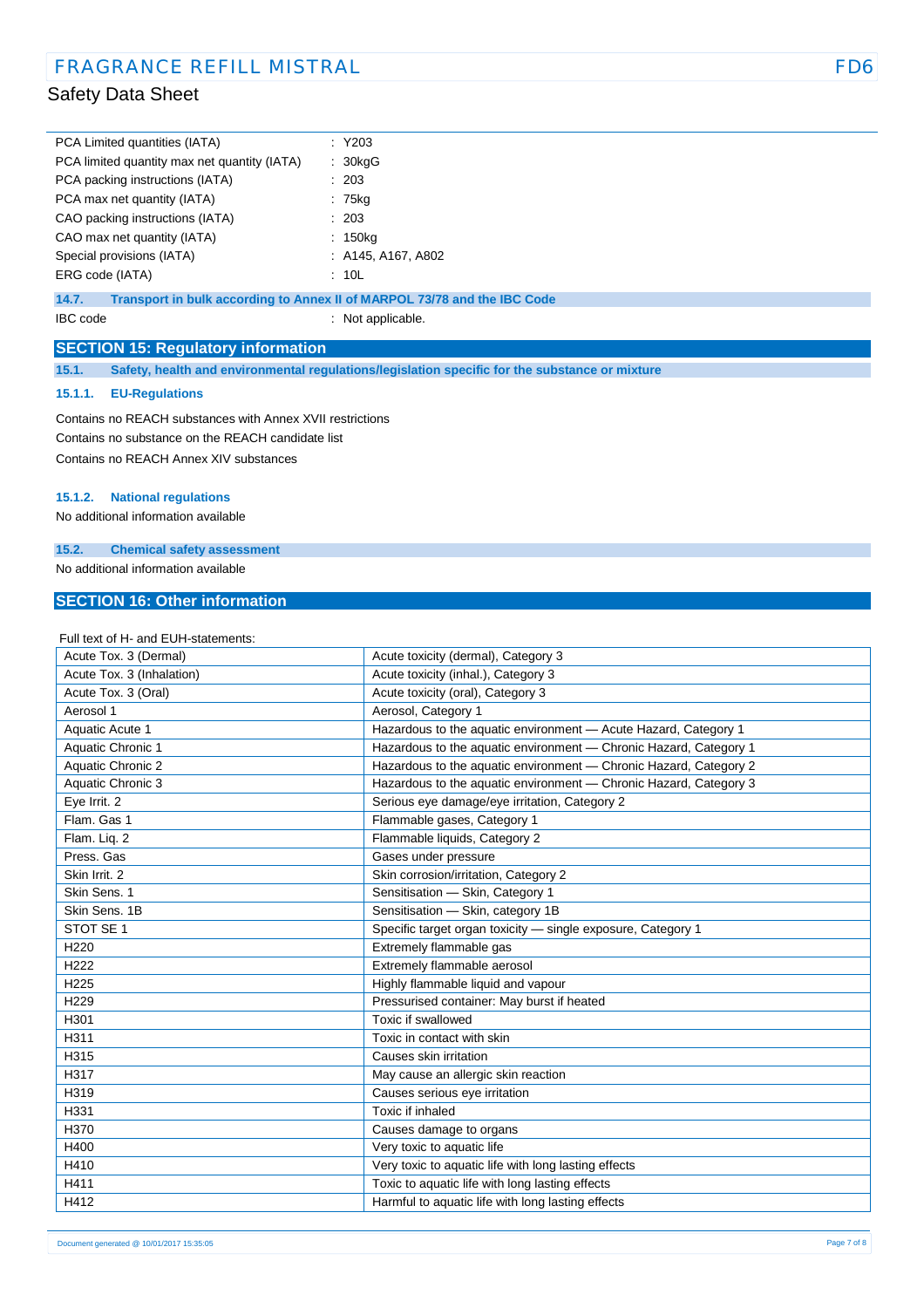| | |
|---|---|
| PCA Limited quantities (IATA) | : Y203 |
| PCA limited quantity max net quantity (IATA) | : 30kgG |
| PCA packing instructions (IATA) | : 203 |
| PCA max net quantity (IATA) | : 75kg |
| CAO packing instructions (IATA) | : 203 |
| CAO max net quantity (IATA) | : 150kg |
| Special provisions (IATA) | : A145, A167, A802 |
| ERG code (IATA) | : 10L |

### 14.7. Transport in bulk according to Annex II of MARPOL 73/78 and the IBC Code

IBC code : Not applicable.

## SECTION 15: Regulatory information

### 15.1. Safety, health and environmental regulations/legislation specific for the substance or mixture

#### 15.1.1. EU-Regulations

Contains no REACH substances with Annex XVII restrictions

Contains no substance on the REACH candidate list

Contains no REACH Annex XIV substances

#### 15.1.2. National regulations

No additional information available

### 15.2. Chemical safety assessment

No additional information available

## SECTION 16: Other information

Full text of H- and EUH-statements:

| | |
|---|---|
| Acute Tox. 3 (Dermal) | Acute toxicity (dermal), Category 3 |
| Acute Tox. 3 (Inhalation) | Acute toxicity (inhal.), Category 3 |
| Acute Tox. 3 (Oral) | Acute toxicity (oral), Category 3 |
| Aerosol 1 | Aerosol, Category 1 |
| Aquatic Acute 1 | Hazardous to the aquatic environment — Acute Hazard, Category 1 |
| Aquatic Chronic 1 | Hazardous to the aquatic environment — Chronic Hazard, Category 1 |
| Aquatic Chronic 2 | Hazardous to the aquatic environment — Chronic Hazard, Category 2 |
| Aquatic Chronic 3 | Hazardous to the aquatic environment — Chronic Hazard, Category 3 |
| Eye Irrit. 2 | Serious eye damage/eye irritation, Category 2 |
| Flam. Gas 1 | Flammable gases, Category 1 |
| Flam. Liq. 2 | Flammable liquids, Category 2 |
| Press. Gas | Gases under pressure |
| Skin Irrit. 2 | Skin corrosion/irritation, Category 2 |
| Skin Sens. 1 | Sensitisation — Skin, Category 1 |
| Skin Sens. 1B | Sensitisation — Skin, category 1B |
| STOT SE 1 | Specific target organ toxicity — single exposure, Category 1 |
| H220 | Extremely flammable gas |
| H222 | Extremely flammable aerosol |
| H225 | Highly flammable liquid and vapour |
| H229 | Pressurised container: May burst if heated |
| H301 | Toxic if swallowed |
| H311 | Toxic in contact with skin |
| H315 | Causes skin irritation |
| H317 | May cause an allergic skin reaction |
| H319 | Causes serious eye irritation |
| H331 | Toxic if inhaled |
| H370 | Causes damage to organs |
| H400 | Very toxic to aquatic life |
| H410 | Very toxic to aquatic life with long lasting effects |
| H411 | Toxic to aquatic life with long lasting effects |
| H412 | Harmful to aquatic life with long lasting effects |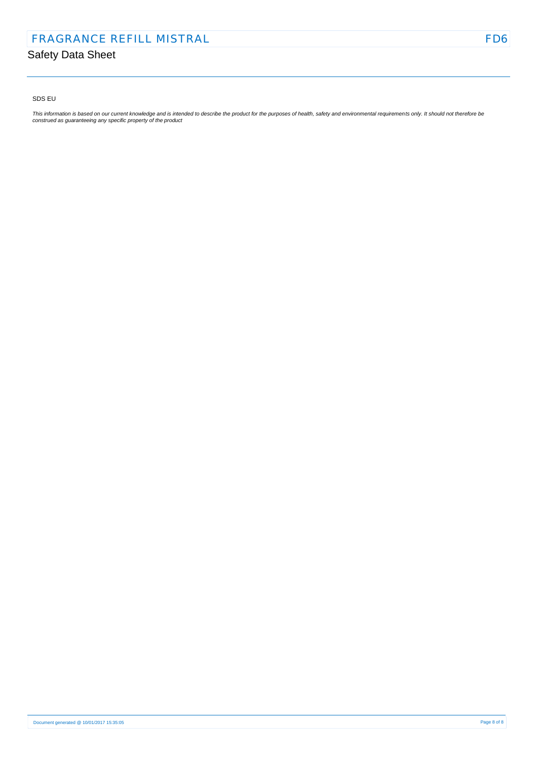SDS EU

*This information is based on our current knowledge and is intended to describe the product for the purposes of health, safety and environmental requirements only. It should not therefore be construed as guaranteeing any specific property of the product*